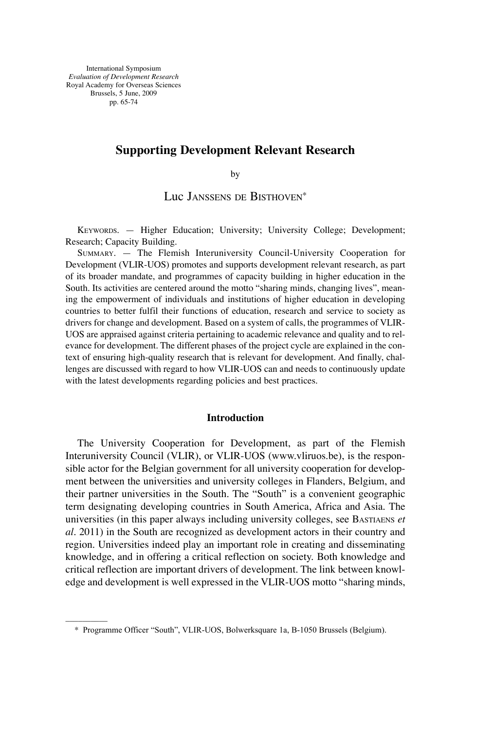International Symposium
*Evaluation of Development Research*
Royal Academy for Overseas Sciences
Brussels, 5 June, 2009
pp. 65-74

# Supporting Development Relevant Research

by

Luc Janssens de Bisthoven*

Keywords. — Higher Education; University; University College; Development; Research; Capacity Building.

Summary. — The Flemish Interuniversity Council-University Cooperation for Development (VLIR-UOS) promotes and supports development relevant research, as part of its broader mandate, and programmes of capacity building in higher education in the South. Its activities are centered around the motto "sharing minds, changing lives", meaning the empowerment of individuals and institutions of higher education in developing countries to better fulfil their functions of education, research and service to society as drivers for change and development. Based on a system of calls, the programmes of VLIR-UOS are appraised against criteria pertaining to academic relevance and quality and to relevance for development. The different phases of the project cycle are explained in the context of ensuring high-quality research that is relevant for development. And finally, challenges are discussed with regard to how VLIR-UOS can and needs to continuously update with the latest developments regarding policies and best practices.

## Introduction

The University Cooperation for Development, as part of the Flemish Interuniversity Council (VLIR), or VLIR-UOS (www.vliruos.be), is the responsible actor for the Belgian government for all university cooperation for development between the universities and university colleges in Flanders, Belgium, and their partner universities in the South. The "South" is a convenient geographic term designating developing countries in South America, Africa and Asia. The universities (in this paper always including university colleges, see Bastiaens *et al*. 2011) in the South are recognized as development actors in their country and region. Universities indeed play an important role in creating and disseminating knowledge, and in offering a critical reflection on society. Both knowledge and critical reflection are important drivers of development. The link between knowledge and development is well expressed in the VLIR-UOS motto "sharing minds,

* Programme Officer "South", VLIR-UOS, Bolwerksquare 1a, B-1050 Brussels (Belgium).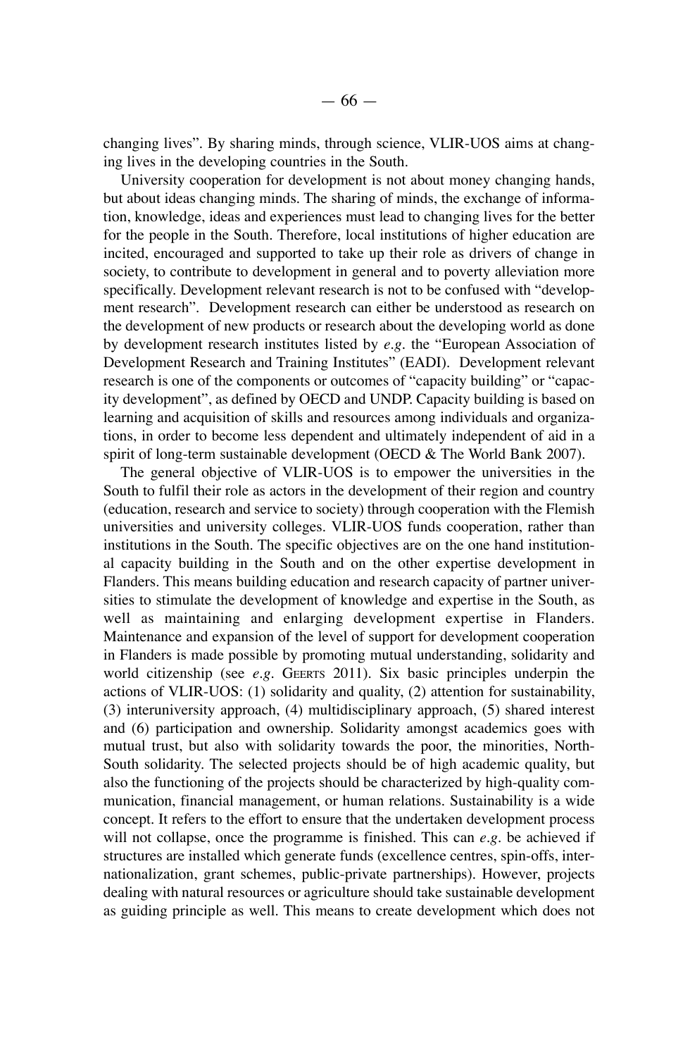changing lives". By sharing minds, through science, VLIR-UOS aims at changing lives in the developing countries in the South.

University cooperation for development is not about money changing hands, but about ideas changing minds. The sharing of minds, the exchange of information, knowledge, ideas and experiences must lead to changing lives for the better for the people in the South. Therefore, local institutions of higher education are incited, encouraged and supported to take up their role as drivers of change in society, to contribute to development in general and to poverty alleviation more specifically. Development relevant research is not to be confused with "development research". Development research can either be understood as research on the development of new products or research about the developing world as done by development research institutes listed by *e.g*. the "European Association of Development Research and Training Institutes" (EADI). Development relevant research is one of the components or outcomes of "capacity building" or "capacity development", as defined by OECD and UNDP. Capacity building is based on learning and acquisition of skills and resources among individuals and organizations, in order to become less dependent and ultimately independent of aid in a spirit of long-term sustainable development (OECD & The World Bank 2007).

The general objective of VLIR-UOS is to empower the universities in the South to fulfil their role as actors in the development of their region and country (education, research and service to society) through cooperation with the Flemish universities and university colleges. VLIR-UOS funds cooperation, rather than institutions in the South. The specific objectives are on the one hand institutional capacity building in the South and on the other expertise development in Flanders. This means building education and research capacity of partner universities to stimulate the development of knowledge and expertise in the South, as well as maintaining and enlarging development expertise in Flanders. Maintenance and expansion of the level of support for development cooperation in Flanders is made possible by promoting mutual understanding, solidarity and world citizenship (see *e.g*. Geerts 2011). Six basic principles underpin the actions of VLIR-UOS: (1) solidarity and quality, (2) attention for sustainability, (3) interuniversity approach, (4) multidisciplinary approach, (5) shared interest and (6) participation and ownership. Solidarity amongst academics goes with mutual trust, but also with solidarity towards the poor, the minorities, North-South solidarity. The selected projects should be of high academic quality, but also the functioning of the projects should be characterized by high-quality communication, financial management, or human relations. Sustainability is a wide concept. It refers to the effort to ensure that the undertaken development process will not collapse, once the programme is finished. This can *e.g*. be achieved if structures are installed which generate funds (excellence centres, spin-offs, internationalization, grant schemes, public-private partnerships). However, projects dealing with natural resources or agriculture should take sustainable development as guiding principle as well. This means to create development which does not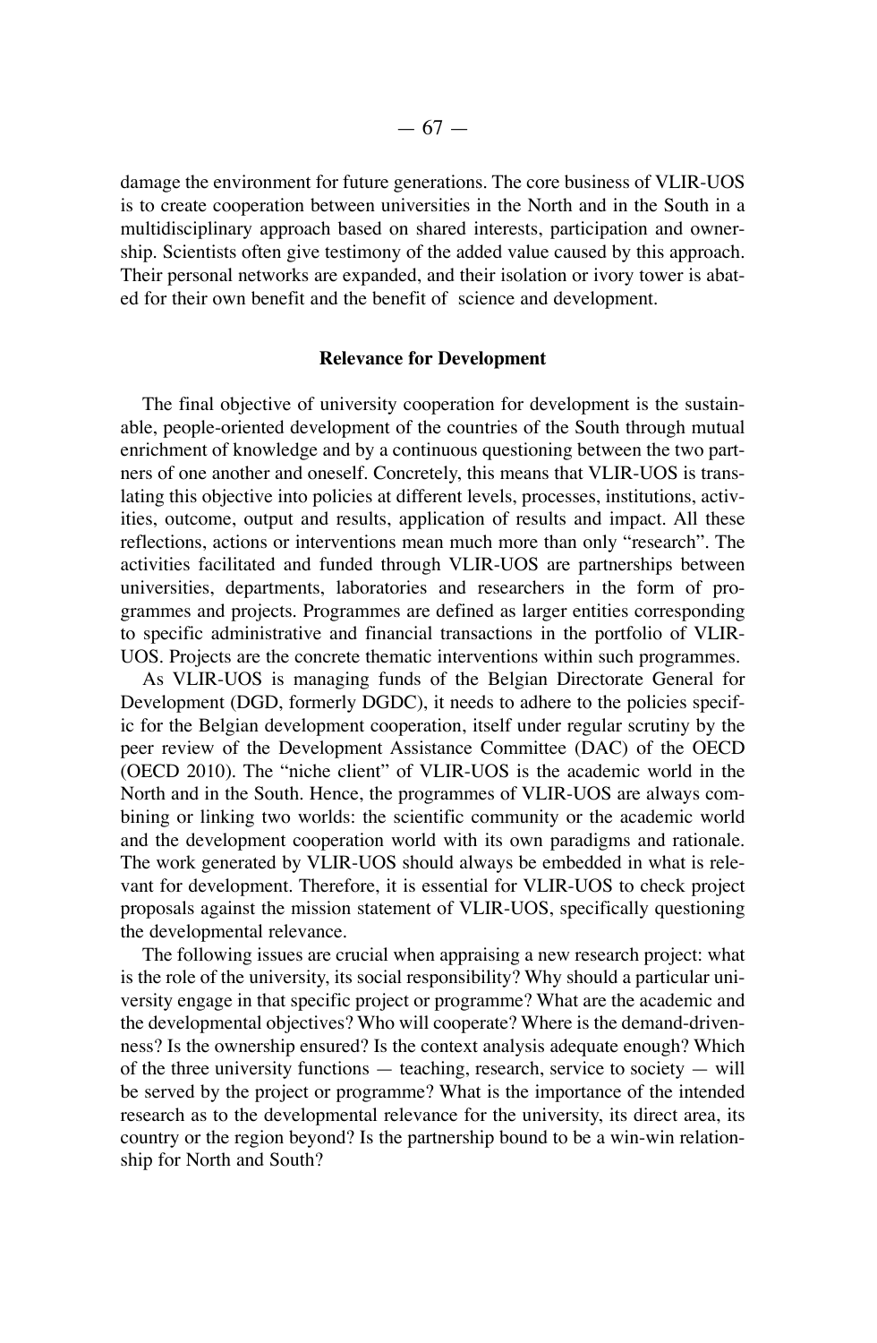damage the environment for future generations. The core business of VLIR-UOS is to create cooperation between universities in the North and in the South in a multidisciplinary approach based on shared interests, participation and ownership. Scientists often give testimony of the added value caused by this approach. Their personal networks are expanded, and their isolation or ivory tower is abated for their own benefit and the benefit of science and development.

## Relevance for Development

The final objective of university cooperation for development is the sustainable, people-oriented development of the countries of the South through mutual enrichment of knowledge and by a continuous questioning between the two partners of one another and oneself. Concretely, this means that VLIR-UOS is translating this objective into policies at different levels, processes, institutions, activities, outcome, output and results, application of results and impact. All these reflections, actions or interventions mean much more than only "research". The activities facilitated and funded through VLIR-UOS are partnerships between universities, departments, laboratories and researchers in the form of programmes and projects. Programmes are defined as larger entities corresponding to specific administrative and financial transactions in the portfolio of VLIR-UOS. Projects are the concrete thematic interventions within such programmes.

As VLIR-UOS is managing funds of the Belgian Directorate General for Development (DGD, formerly DGDC), it needs to adhere to the policies specific for the Belgian development cooperation, itself under regular scrutiny by the peer review of the Development Assistance Committee (DAC) of the OECD (OECD 2010). The "niche client" of VLIR-UOS is the academic world in the North and in the South. Hence, the programmes of VLIR-UOS are always combining or linking two worlds: the scientific community or the academic world and the development cooperation world with its own paradigms and rationale. The work generated by VLIR-UOS should always be embedded in what is relevant for development. Therefore, it is essential for VLIR-UOS to check project proposals against the mission statement of VLIR-UOS, specifically questioning the developmental relevance.

The following issues are crucial when appraising a new research project: what is the role of the university, its social responsibility? Why should a particular university engage in that specific project or programme? What are the academic and the developmental objectives? Who will cooperate? Where is the demand-drivenness? Is the ownership ensured? Is the context analysis adequate enough? Which of the three university functions — teaching, research, service to society — will be served by the project or programme? What is the importance of the intended research as to the developmental relevance for the university, its direct area, its country or the region beyond? Is the partnership bound to be a win-win relationship for North and South?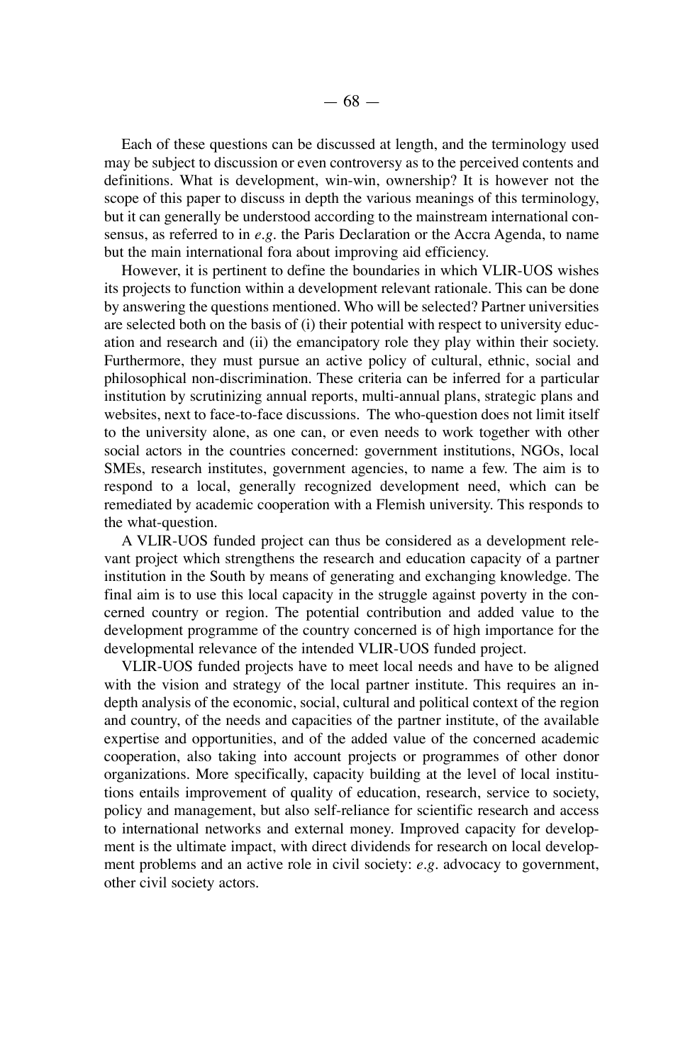Each of these questions can be discussed at length, and the terminology used may be subject to discussion or even controversy as to the perceived contents and definitions. What is development, win-win, ownership? It is however not the scope of this paper to discuss in depth the various meanings of this terminology, but it can generally be understood according to the mainstream international consensus, as referred to in *e.g.* the Paris Declaration or the Accra Agenda, to name but the main international fora about improving aid efficiency.

However, it is pertinent to define the boundaries in which VLIR-UOS wishes its projects to function within a development relevant rationale. This can be done by answering the questions mentioned. Who will be selected? Partner universities are selected both on the basis of (i) their potential with respect to university education and research and (ii) the emancipatory role they play within their society. Furthermore, they must pursue an active policy of cultural, ethnic, social and philosophical non-discrimination. These criteria can be inferred for a particular institution by scrutinizing annual reports, multi-annual plans, strategic plans and websites, next to face-to-face discussions. The who-question does not limit itself to the university alone, as one can, or even needs to work together with other social actors in the countries concerned: government institutions, NGOs, local SMEs, research institutes, government agencies, to name a few. The aim is to respond to a local, generally recognized development need, which can be remediated by academic cooperation with a Flemish university. This responds to the what-question.

A VLIR-UOS funded project can thus be considered as a development relevant project which strengthens the research and education capacity of a partner institution in the South by means of generating and exchanging knowledge. The final aim is to use this local capacity in the struggle against poverty in the concerned country or region. The potential contribution and added value to the development programme of the country concerned is of high importance for the developmental relevance of the intended VLIR-UOS funded project.

VLIR-UOS funded projects have to meet local needs and have to be aligned with the vision and strategy of the local partner institute. This requires an in-depth analysis of the economic, social, cultural and political context of the region and country, of the needs and capacities of the partner institute, of the available expertise and opportunities, and of the added value of the concerned academic cooperation, also taking into account projects or programmes of other donor organizations. More specifically, capacity building at the level of local institutions entails improvement of quality of education, research, service to society, policy and management, but also self-reliance for scientific research and access to international networks and external money. Improved capacity for development is the ultimate impact, with direct dividends for research on local development problems and an active role in civil society: *e.g.* advocacy to government, other civil society actors.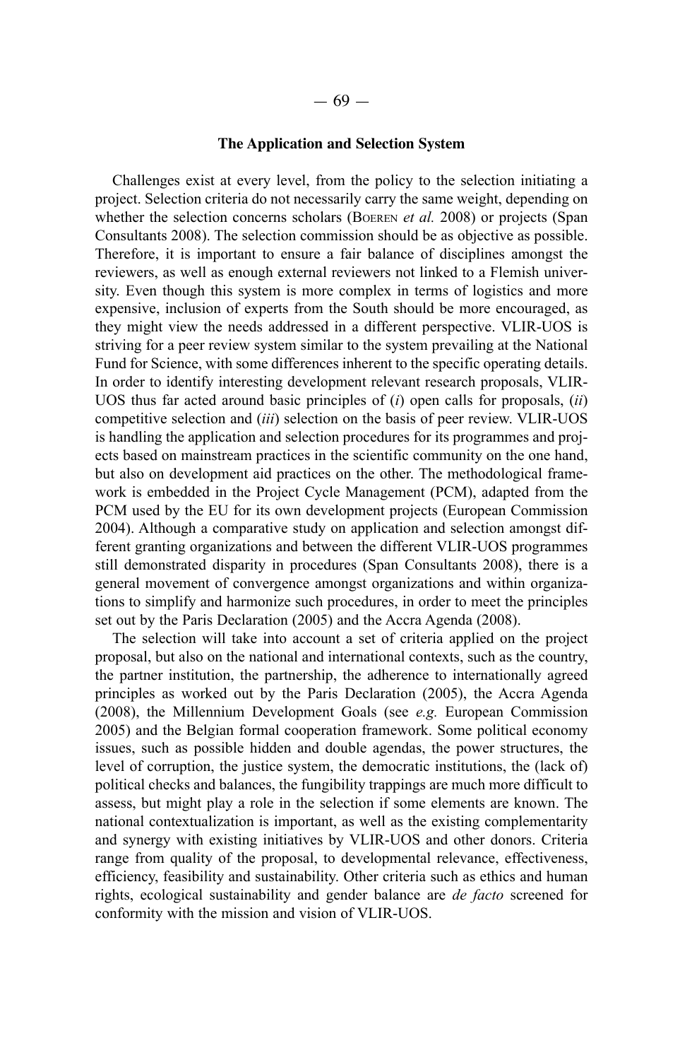## The Application and Selection System

Challenges exist at every level, from the policy to the selection initiating a project. Selection criteria do not necessarily carry the same weight, depending on whether the selection concerns scholars (Boeren *et al.* 2008) or projects (Span Consultants 2008). The selection commission should be as objective as possible. Therefore, it is important to ensure a fair balance of disciplines amongst the reviewers, as well as enough external reviewers not linked to a Flemish university. Even though this system is more complex in terms of logistics and more expensive, inclusion of experts from the South should be more encouraged, as they might view the needs addressed in a different perspective. VLIR-UOS is striving for a peer review system similar to the system prevailing at the National Fund for Science, with some differences inherent to the specific operating details. In order to identify interesting development relevant research proposals, VLIR-UOS thus far acted around basic principles of (*i*) open calls for proposals, (*ii*) competitive selection and (*iii*) selection on the basis of peer review. VLIR-UOS is handling the application and selection procedures for its programmes and projects based on mainstream practices in the scientific community on the one hand, but also on development aid practices on the other. The methodological framework is embedded in the Project Cycle Management (PCM), adapted from the PCM used by the EU for its own development projects (European Commission 2004). Although a comparative study on application and selection amongst different granting organizations and between the different VLIR-UOS programmes still demonstrated disparity in procedures (Span Consultants 2008), there is a general movement of convergence amongst organizations and within organizations to simplify and harmonize such procedures, in order to meet the principles set out by the Paris Declaration (2005) and the Accra Agenda (2008).

The selection will take into account a set of criteria applied on the project proposal, but also on the national and international contexts, such as the country, the partner institution, the partnership, the adherence to internationally agreed principles as worked out by the Paris Declaration (2005), the Accra Agenda (2008), the Millennium Development Goals (see *e.g.* European Commission 2005) and the Belgian formal cooperation framework. Some political economy issues, such as possible hidden and double agendas, the power structures, the level of corruption, the justice system, the democratic institutions, the (lack of) political checks and balances, the fungibility trappings are much more difficult to assess, but might play a role in the selection if some elements are known. The national contextualization is important, as well as the existing complementarity and synergy with existing initiatives by VLIR-UOS and other donors. Criteria range from quality of the proposal, to developmental relevance, effectiveness, efficiency, feasibility and sustainability. Other criteria such as ethics and human rights, ecological sustainability and gender balance are *de facto* screened for conformity with the mission and vision of VLIR-UOS.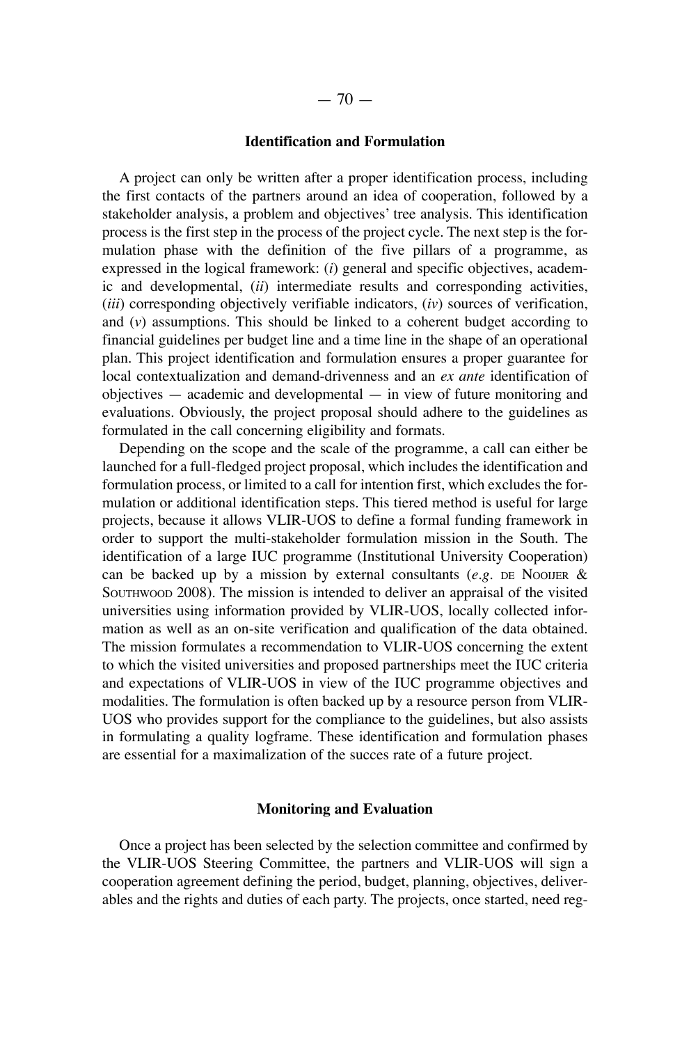### Identification and Formulation

A project can only be written after a proper identification process, including the first contacts of the partners around an idea of cooperation, followed by a stakeholder analysis, a problem and objectives' tree analysis. This identification process is the first step in the process of the project cycle. The next step is the formulation phase with the definition of the five pillars of a programme, as expressed in the logical framework: (*i*) general and specific objectives, academic and developmental, (*ii*) intermediate results and corresponding activities, (*iii*) corresponding objectively verifiable indicators, (*iv*) sources of verification, and (*v*) assumptions. This should be linked to a coherent budget according to financial guidelines per budget line and a time line in the shape of an operational plan. This project identification and formulation ensures a proper guarantee for local contextualization and demand-drivenness and an *ex ante* identification of objectives — academic and developmental — in view of future monitoring and evaluations. Obviously, the project proposal should adhere to the guidelines as formulated in the call concerning eligibility and formats.

Depending on the scope and the scale of the programme, a call can either be launched for a full-fledged project proposal, which includes the identification and formulation process, or limited to a call for intention first, which excludes the formulation or additional identification steps. This tiered method is useful for large projects, because it allows VLIR-UOS to define a formal funding framework in order to support the multi-stakeholder formulation mission in the South. The identification of a large IUC programme (Institutional University Cooperation) can be backed up by a mission by external consultants (*e.g.* de Nooijer & Southwood 2008). The mission is intended to deliver an appraisal of the visited universities using information provided by VLIR-UOS, locally collected information as well as an on-site verification and qualification of the data obtained. The mission formulates a recommendation to VLIR-UOS concerning the extent to which the visited universities and proposed partnerships meet the IUC criteria and expectations of VLIR-UOS in view of the IUC programme objectives and modalities. The formulation is often backed up by a resource person from VLIR-UOS who provides support for the compliance to the guidelines, but also assists in formulating a quality logframe. These identification and formulation phases are essential for a maximalization of the succes rate of a future project.

### Monitoring and Evaluation

Once a project has been selected by the selection committee and confirmed by the VLIR-UOS Steering Committee, the partners and VLIR-UOS will sign a cooperation agreement defining the period, budget, planning, objectives, deliverables and the rights and duties of each party. The projects, once started, need reg-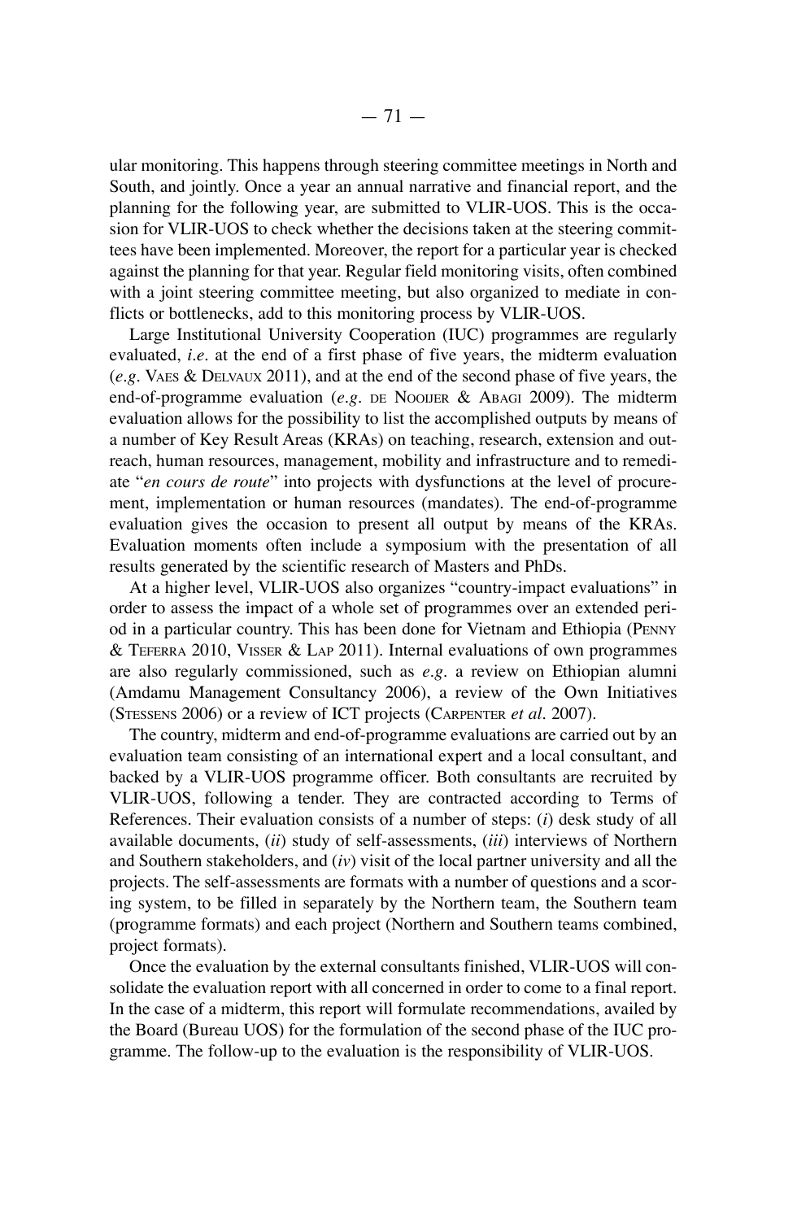ular monitoring. This happens through steering committee meetings in North and South, and jointly. Once a year an annual narrative and financial report, and the planning for the following year, are submitted to VLIR-UOS. This is the occasion for VLIR-UOS to check whether the decisions taken at the steering committees have been implemented. Moreover, the report for a particular year is checked against the planning for that year. Regular field monitoring visits, often combined with a joint steering committee meeting, but also organized to mediate in conflicts or bottlenecks, add to this monitoring process by VLIR-UOS.

Large Institutional University Cooperation (IUC) programmes are regularly evaluated, *i.e.* at the end of a first phase of five years, the midterm evaluation (*e.g.* VAES & DELVAUX 2011), and at the end of the second phase of five years, the end-of-programme evaluation (*e.g.* DE NOOIJER & ABAGI 2009). The midterm evaluation allows for the possibility to list the accomplished outputs by means of a number of Key Result Areas (KRAs) on teaching, research, extension and outreach, human resources, management, mobility and infrastructure and to remediate "*en cours de route*" into projects with dysfunctions at the level of procurement, implementation or human resources (mandates). The end-of-programme evaluation gives the occasion to present all output by means of the KRAs. Evaluation moments often include a symposium with the presentation of all results generated by the scientific research of Masters and PhDs.

At a higher level, VLIR-UOS also organizes "country-impact evaluations" in order to assess the impact of a whole set of programmes over an extended period in a particular country. This has been done for Vietnam and Ethiopia (PENNY & TEFERRA 2010, VISSER & LAP 2011). Internal evaluations of own programmes are also regularly commissioned, such as *e.g.* a review on Ethiopian alumni (Amdamu Management Consultancy 2006), a review of the Own Initiatives (STESSENS 2006) or a review of ICT projects (CARPENTER *et al.* 2007).

The country, midterm and end-of-programme evaluations are carried out by an evaluation team consisting of an international expert and a local consultant, and backed by a VLIR-UOS programme officer. Both consultants are recruited by VLIR-UOS, following a tender. They are contracted according to Terms of References. Their evaluation consists of a number of steps: (*i*) desk study of all available documents, (*ii*) study of self-assessments, (*iii*) interviews of Northern and Southern stakeholders, and (*iv*) visit of the local partner university and all the projects. The self-assessments are formats with a number of questions and a scoring system, to be filled in separately by the Northern team, the Southern team (programme formats) and each project (Northern and Southern teams combined, project formats).

Once the evaluation by the external consultants finished, VLIR-UOS will consolidate the evaluation report with all concerned in order to come to a final report. In the case of a midterm, this report will formulate recommendations, availed by the Board (Bureau UOS) for the formulation of the second phase of the IUC programme. The follow-up to the evaluation is the responsibility of VLIR-UOS.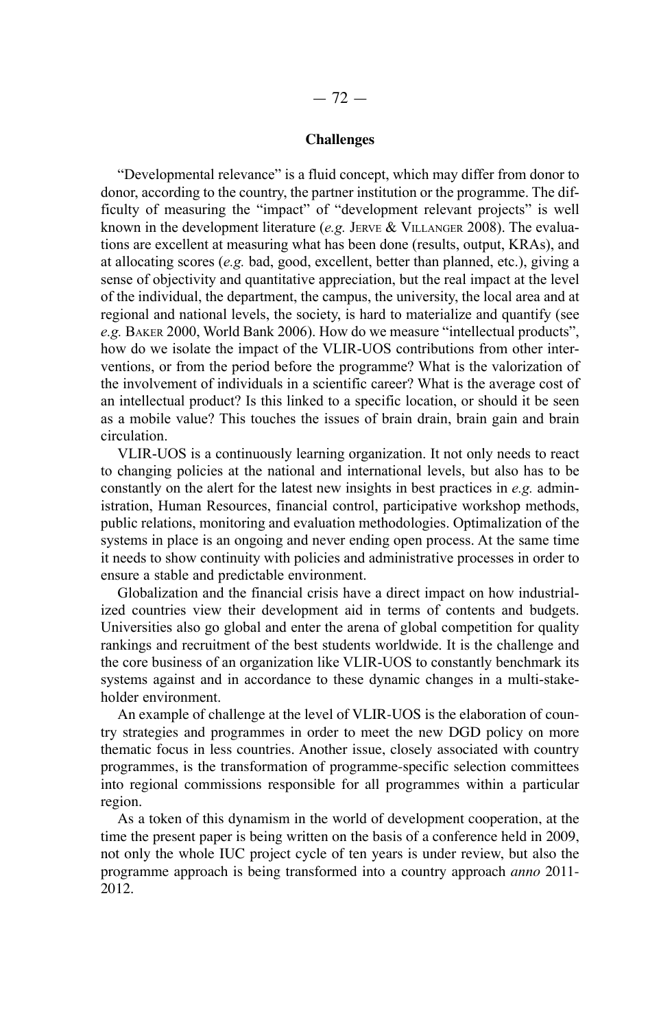## Challenges

"Developmental relevance" is a fluid concept, which may differ from donor to donor, according to the country, the partner institution or the programme. The difficulty of measuring the "impact" of "development relevant projects" is well known in the development literature (*e.g.* JERVE & VILLANGER 2008). The evaluations are excellent at measuring what has been done (results, output, KRAs), and at allocating scores (*e.g.* bad, good, excellent, better than planned, etc.), giving a sense of objectivity and quantitative appreciation, but the real impact at the level of the individual, the department, the campus, the university, the local area and at regional and national levels, the society, is hard to materialize and quantify (see *e.g.* BAKER 2000, World Bank 2006). How do we measure "intellectual products", how do we isolate the impact of the VLIR-UOS contributions from other interventions, or from the period before the programme? What is the valorization of the involvement of individuals in a scientific career? What is the average cost of an intellectual product? Is this linked to a specific location, or should it be seen as a mobile value? This touches the issues of brain drain, brain gain and brain circulation.

VLIR-UOS is a continuously learning organization. It not only needs to react to changing policies at the national and international levels, but also has to be constantly on the alert for the latest new insights in best practices in *e.g.* administration, Human Resources, financial control, participative workshop methods, public relations, monitoring and evaluation methodologies. Optimalization of the systems in place is an ongoing and never ending open process. At the same time it needs to show continuity with policies and administrative processes in order to ensure a stable and predictable environment.

Globalization and the financial crisis have a direct impact on how industrialized countries view their development aid in terms of contents and budgets. Universities also go global and enter the arena of global competition for quality rankings and recruitment of the best students worldwide. It is the challenge and the core business of an organization like VLIR-UOS to constantly benchmark its systems against and in accordance to these dynamic changes in a multi-stakeholder environment.

An example of challenge at the level of VLIR-UOS is the elaboration of country strategies and programmes in order to meet the new DGD policy on more thematic focus in less countries. Another issue, closely associated with country programmes, is the transformation of programme-specific selection committees into regional commissions responsible for all programmes within a particular region.

As a token of this dynamism in the world of development cooperation, at the time the present paper is being written on the basis of a conference held in 2009, not only the whole IUC project cycle of ten years is under review, but also the programme approach is being transformed into a country approach *anno* 2011-2012.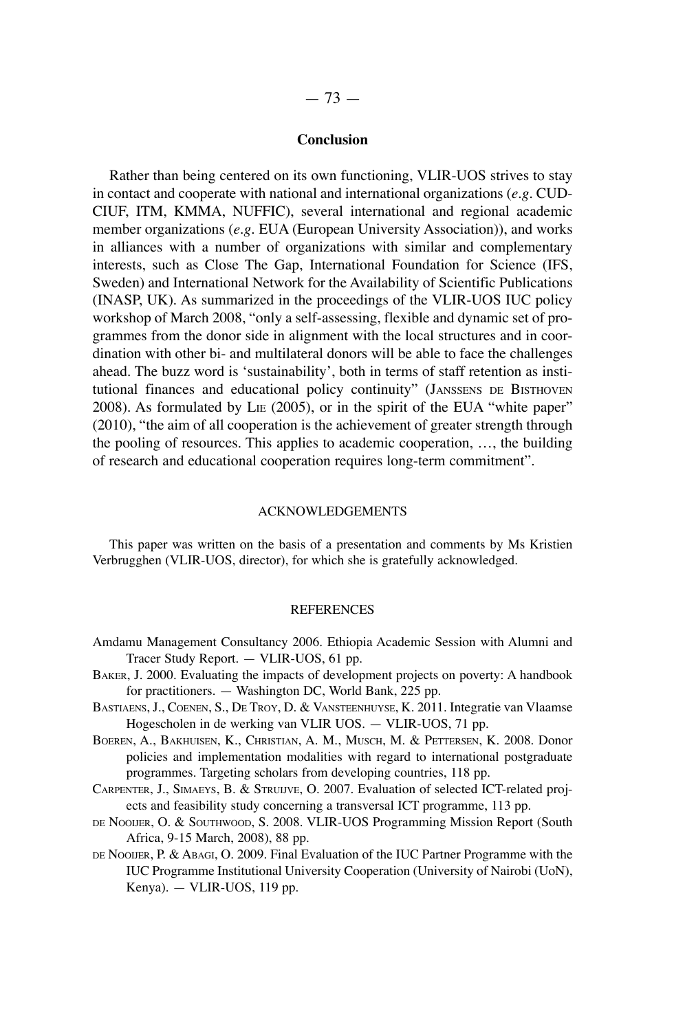## Conclusion

Rather than being centered on its own functioning, VLIR-UOS strives to stay in contact and cooperate with national and international organizations (*e.g*. CUD-CIUF, ITM, KMMA, NUFFIC), several international and regional academic member organizations (*e.g*. EUA (European University Association)), and works in alliances with a number of organizations with similar and complementary interests, such as Close The Gap, International Foundation for Science (IFS, Sweden) and International Network for the Availability of Scientific Publications (INASP, UK). As summarized in the proceedings of the VLIR-UOS IUC policy workshop of March 2008, "only a self-assessing, flexible and dynamic set of programmes from the donor side in alignment with the local structures and in coordination with other bi- and multilateral donors will be able to face the challenges ahead. The buzz word is 'sustainability', both in terms of staff retention as institutional finances and educational policy continuity" (Janssens de Bisthoven 2008). As formulated by Lie (2005), or in the spirit of the EUA "white paper" (2010), "the aim of all cooperation is the achievement of greater strength through the pooling of resources. This applies to academic cooperation, …, the building of research and educational cooperation requires long-term commitment".

### ACKNOWLEDGEMENTS

This paper was written on the basis of a presentation and comments by Ms Kristien Verbrugghen (VLIR-UOS, director), for which she is gratefully acknowledged.

### REFERENCES

Amdamu Management Consultancy 2006. Ethiopia Academic Session with Alumni and Tracer Study Report. — VLIR-UOS, 61 pp.

Baker, J. 2000. Evaluating the impacts of development projects on poverty: A handbook for practitioners. — Washington DC, World Bank, 225 pp.

Bastiaens, J., Coenen, S., De Troy, D. & Vansteenhuyse, K. 2011. Integratie van Vlaamse Hogescholen in de werking van VLIR UOS. — VLIR-UOS, 71 pp.

Boeren, A., Bakhuisen, K., Christian, A. M., Musch, M. & Pettersen, K. 2008. Donor policies and implementation modalities with regard to international postgraduate programmes. Targeting scholars from developing countries, 118 pp.

Carpenter, J., Simaeys, B. & Struijve, O. 2007. Evaluation of selected ICT-related projects and feasibility study concerning a transversal ICT programme, 113 pp.

de Nooijer, O. & Southwood, S. 2008. VLIR-UOS Programming Mission Report (South Africa, 9-15 March, 2008), 88 pp.

de Nooijer, P. & Abagi, O. 2009. Final Evaluation of the IUC Partner Programme with the IUC Programme Institutional University Cooperation (University of Nairobi (UoN), Kenya). — VLIR-UOS, 119 pp.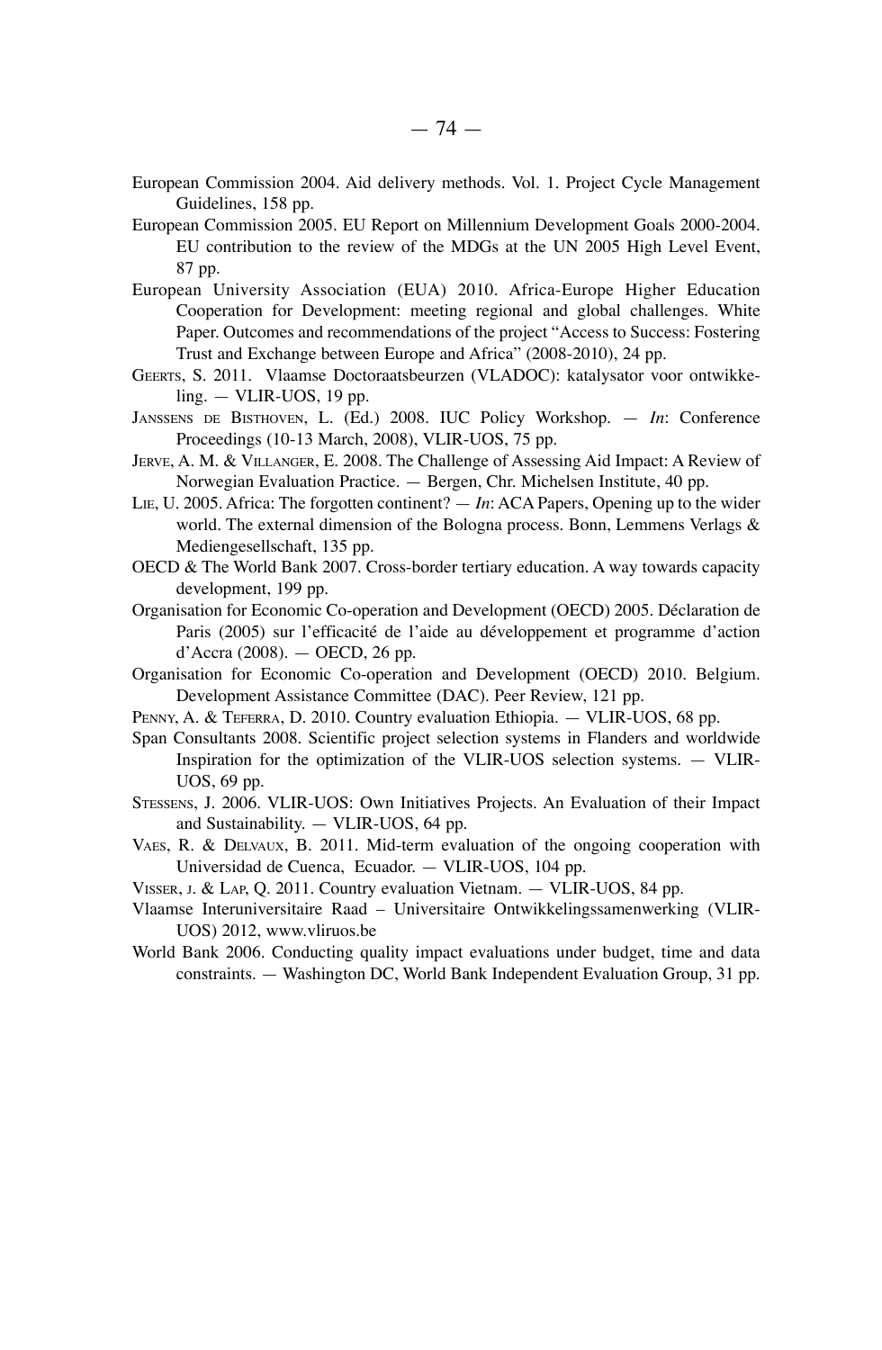European Commission 2004. Aid delivery methods. Vol. 1. Project Cycle Management Guidelines, 158 pp.

European Commission 2005. EU Report on Millennium Development Goals 2000-2004. EU contribution to the review of the MDGs at the UN 2005 High Level Event, 87 pp.

European University Association (EUA) 2010. Africa-Europe Higher Education Cooperation for Development: meeting regional and global challenges. White Paper. Outcomes and recommendations of the project "Access to Success: Fostering Trust and Exchange between Europe and Africa" (2008-2010), 24 pp.

Geerts, S. 2011. Vlaamse Doctoraatsbeurzen (VLADOC): katalysator voor ontwikkeling. — VLIR-UOS, 19 pp.

Janssens de Bisthoven, L. (Ed.) 2008. IUC Policy Workshop. — *In*: Conference Proceedings (10-13 March, 2008), VLIR-UOS, 75 pp.

Jerve, A. M. & Villanger, E. 2008. The Challenge of Assessing Aid Impact: A Review of Norwegian Evaluation Practice. — Bergen, Chr. Michelsen Institute, 40 pp.

Lie, U. 2005. Africa: The forgotten continent? — *In*: ACA Papers, Opening up to the wider world. The external dimension of the Bologna process. Bonn, Lemmens Verlags & Mediengesellschaft, 135 pp.

OECD & The World Bank 2007. Cross-border tertiary education. A way towards capacity development, 199 pp.

Organisation for Economic Co-operation and Development (OECD) 2005. Déclaration de Paris (2005) sur l'efficacité de l'aide au développement et programme d'action d'Accra (2008). — OECD, 26 pp.

Organisation for Economic Co-operation and Development (OECD) 2010. Belgium. Development Assistance Committee (DAC). Peer Review, 121 pp.

Penny, A. & Teferra, D. 2010. Country evaluation Ethiopia. — VLIR-UOS, 68 pp.

Span Consultants 2008. Scientific project selection systems in Flanders and worldwide Inspiration for the optimization of the VLIR-UOS selection systems. — VLIR-UOS, 69 pp.

Stessens, J. 2006. VLIR-UOS: Own Initiatives Projects. An Evaluation of their Impact and Sustainability. — VLIR-UOS, 64 pp.

Vaes, R. & Delvaux, B. 2011. Mid-term evaluation of the ongoing cooperation with Universidad de Cuenca, Ecuador. — VLIR-UOS, 104 pp.

Visser, J. & Lap, Q. 2011. Country evaluation Vietnam. — VLIR-UOS, 84 pp.

Vlaamse Interuniversitaire Raad – Universitaire Ontwikkelingssamenwerking (VLIR-UOS) 2012, www.vliruos.be

World Bank 2006. Conducting quality impact evaluations under budget, time and data constraints. — Washington DC, World Bank Independent Evaluation Group, 31 pp.